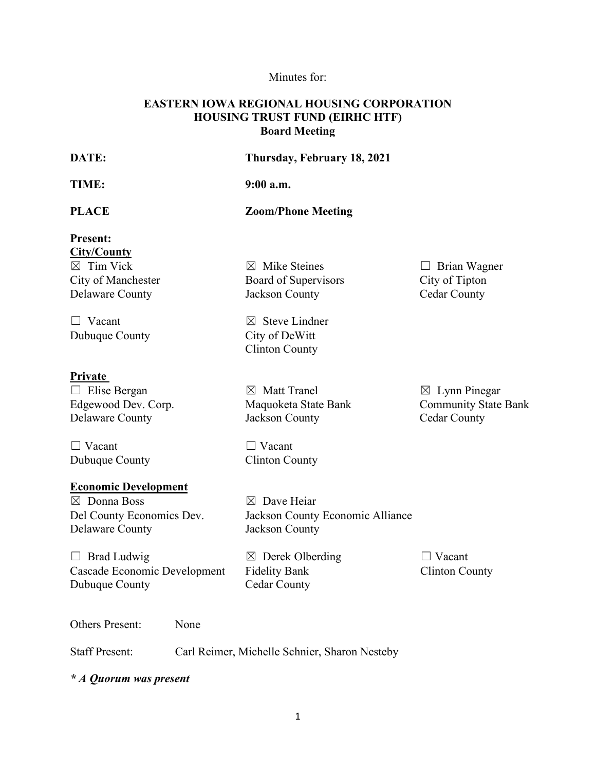Minutes for:

**EASTERN IOWA REGIONAL HOUSING CORPORATION**
**HOUSING TRUST FUND (EIRHC HTF)**
**Board Meeting**

**DATE:** **Thursday, February 18, 2021**

**TIME:** **9:00 a.m.**

**PLACE** **Zoom/Phone Meeting**

**Present:**

**City/County**

☒ Tim Vick
City of Manchester
Delaware County

☒ Mike Steines
Board of Supervisors
Jackson County

☐ Brian Wagner
City of Tipton
Cedar County

☐ Vacant
Dubuque County

☒ Steve Lindner
City of DeWitt
Clinton County

**Private**

☐ Elise Bergan
Edgewood Dev. Corp.
Delaware County

☒ Matt Tranel
Maquoketa State Bank
Jackson County

☒ Lynn Pinegar
Community State Bank
Cedar County

☐ Vacant
Dubuque County

☐ Vacant
Clinton County

**Economic Development**

☒ Donna Boss
Del County Economics Dev.
Delaware County

☒ Dave Heiar
Jackson County Economic Alliance
Jackson County

☐ Brad Ludwig
Cascade Economic Development
Dubuque County

☒ Derek Olberding
Fidelity Bank
Cedar County

☐ Vacant
Clinton County

Others Present: None

Staff Present: Carl Reimer, Michelle Schnier, Sharon Nesteby

***\* A Quorum was present***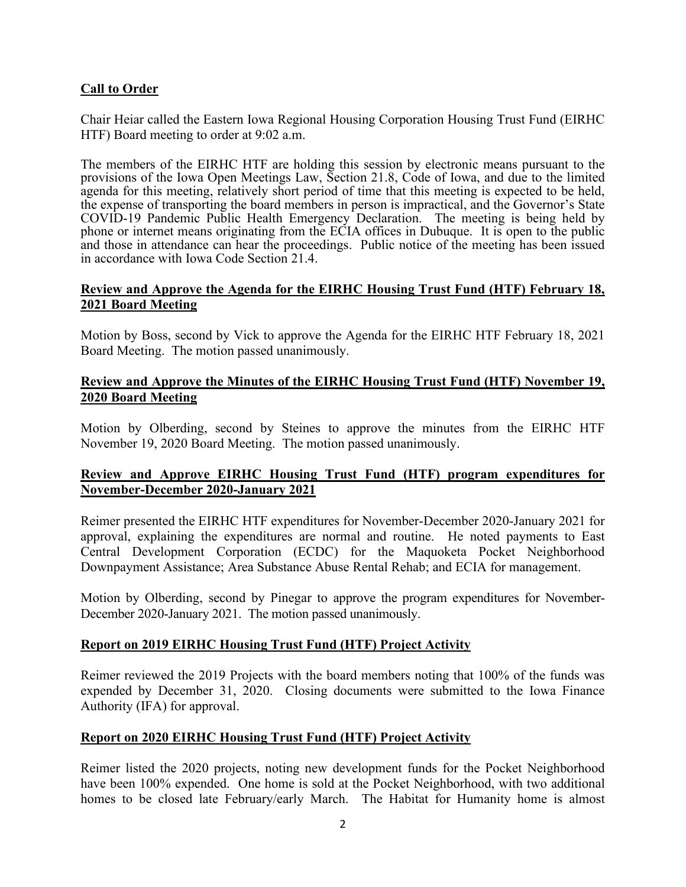**Call to Order**

Chair Heiar called the Eastern Iowa Regional Housing Corporation Housing Trust Fund (EIRHC HTF) Board meeting to order at 9:02 a.m.

The members of the EIRHC HTF are holding this session by electronic means pursuant to the provisions of the Iowa Open Meetings Law, Section 21.8, Code of Iowa, and due to the limited agenda for this meeting, relatively short period of time that this meeting is expected to be held, the expense of transporting the board members in person is impractical, and the Governor's State COVID-19 Pandemic Public Health Emergency Declaration. The meeting is being held by phone or internet means originating from the ECIA offices in Dubuque. It is open to the public and those in attendance can hear the proceedings. Public notice of the meeting has been issued in accordance with Iowa Code Section 21.4.

**Review and Approve the Agenda for the EIRHC Housing Trust Fund (HTF) February 18, 2021 Board Meeting**

Motion by Boss, second by Vick to approve the Agenda for the EIRHC HTF February 18, 2021 Board Meeting. The motion passed unanimously.

**Review and Approve the Minutes of the EIRHC Housing Trust Fund (HTF) November 19, 2020 Board Meeting**

Motion by Olberding, second by Steines to approve the minutes from the EIRHC HTF November 19, 2020 Board Meeting. The motion passed unanimously.

**Review and Approve EIRHC Housing Trust Fund (HTF) program expenditures for November-December 2020-January 2021**

Reimer presented the EIRHC HTF expenditures for November-December 2020-January 2021 for approval, explaining the expenditures are normal and routine. He noted payments to East Central Development Corporation (ECDC) for the Maquoketa Pocket Neighborhood Downpayment Assistance; Area Substance Abuse Rental Rehab; and ECIA for management.

Motion by Olberding, second by Pinegar to approve the program expenditures for November-December 2020-January 2021. The motion passed unanimously.

**Report on 2019 EIRHC Housing Trust Fund (HTF) Project Activity**

Reimer reviewed the 2019 Projects with the board members noting that 100% of the funds was expended by December 31, 2020. Closing documents were submitted to the Iowa Finance Authority (IFA) for approval.

**Report on 2020 EIRHC Housing Trust Fund (HTF) Project Activity**

Reimer listed the 2020 projects, noting new development funds for the Pocket Neighborhood have been 100% expended. One home is sold at the Pocket Neighborhood, with two additional homes to be closed late February/early March. The Habitat for Humanity home is almost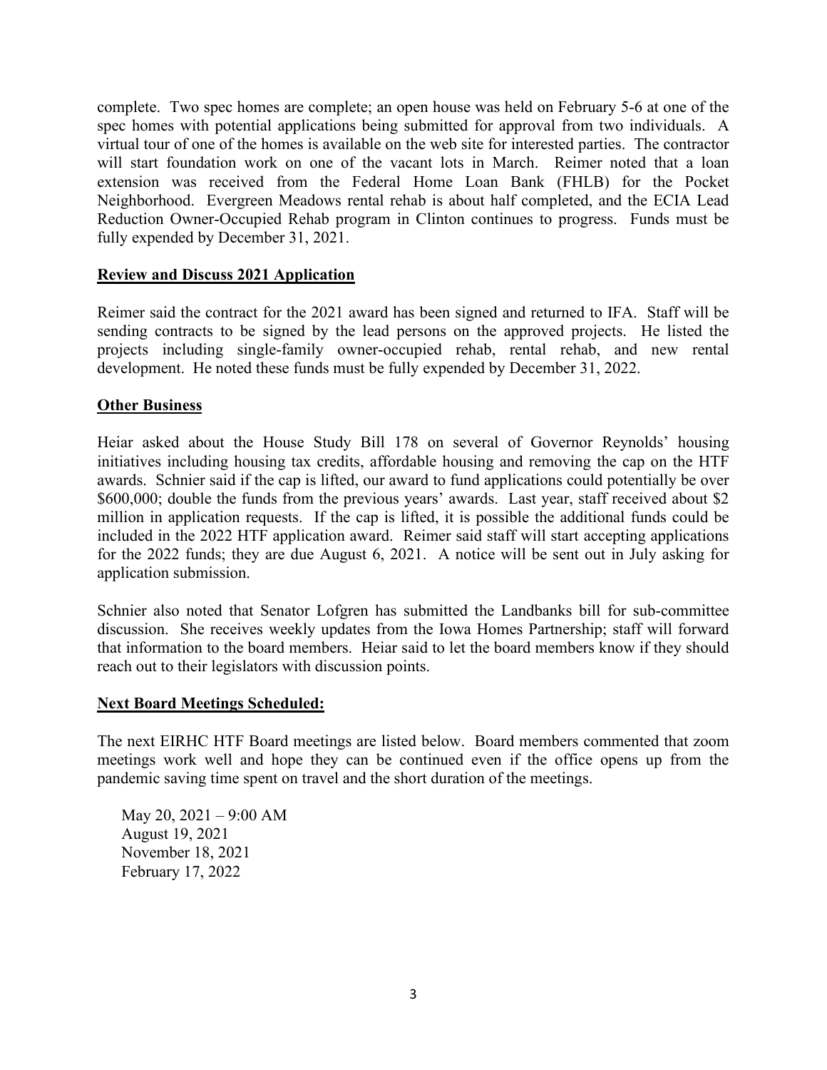complete. Two spec homes are complete; an open house was held on February 5-6 at one of the spec homes with potential applications being submitted for approval from two individuals. A virtual tour of one of the homes is available on the web site for interested parties. The contractor will start foundation work on one of the vacant lots in March. Reimer noted that a loan extension was received from the Federal Home Loan Bank (FHLB) for the Pocket Neighborhood. Evergreen Meadows rental rehab is about half completed, and the ECIA Lead Reduction Owner-Occupied Rehab program in Clinton continues to progress. Funds must be fully expended by December 31, 2021.

## Review and Discuss 2021 Application

Reimer said the contract for the 2021 award has been signed and returned to IFA. Staff will be sending contracts to be signed by the lead persons on the approved projects. He listed the projects including single-family owner-occupied rehab, rental rehab, and new rental development. He noted these funds must be fully expended by December 31, 2022.

## Other Business

Heiar asked about the House Study Bill 178 on several of Governor Reynolds' housing initiatives including housing tax credits, affordable housing and removing the cap on the HTF awards. Schnier said if the cap is lifted, our award to fund applications could potentially be over $600,000; double the funds from the previous years' awards. Last year, staff received about $2 million in application requests. If the cap is lifted, it is possible the additional funds could be included in the 2022 HTF application award. Reimer said staff will start accepting applications for the 2022 funds; they are due August 6, 2021. A notice will be sent out in July asking for application submission.

Schnier also noted that Senator Lofgren has submitted the Landbanks bill for sub-committee discussion. She receives weekly updates from the Iowa Homes Partnership; staff will forward that information to the board members. Heiar said to let the board members know if they should reach out to their legislators with discussion points.

## Next Board Meetings Scheduled:

The next EIRHC HTF Board meetings are listed below. Board members commented that zoom meetings work well and hope they can be continued even if the office opens up from the pandemic saving time spent on travel and the short duration of the meetings.

May 20, 2021 – 9:00 AM
August 19, 2021
November 18, 2021
February 17, 2022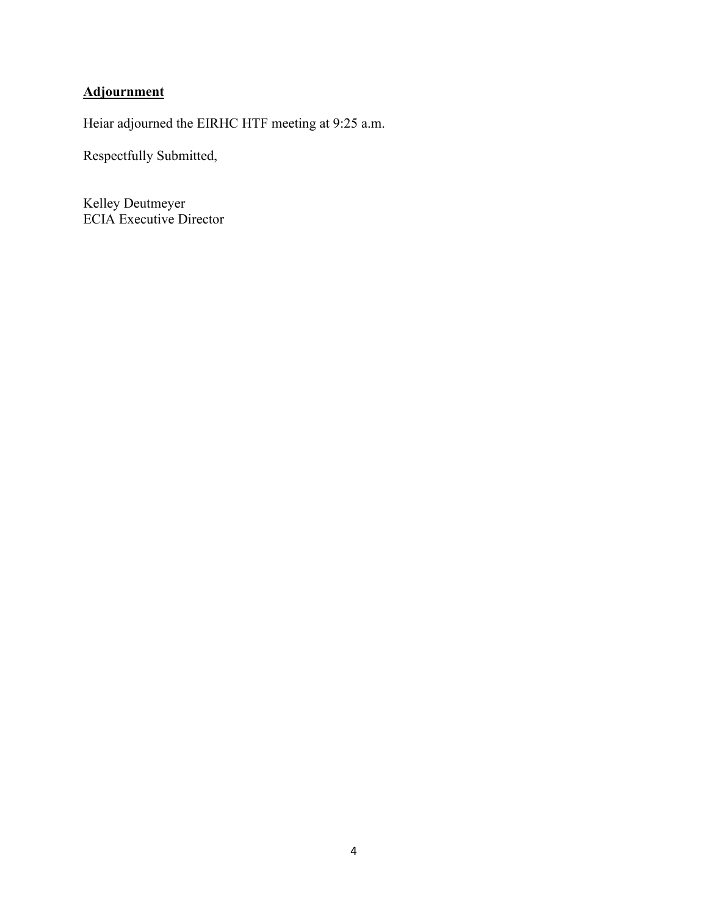**Adjournment**

Heiar adjourned the EIRHC HTF meeting at 9:25 a.m.

Respectfully Submitted,

Kelley Deutmeyer
ECIA Executive Director